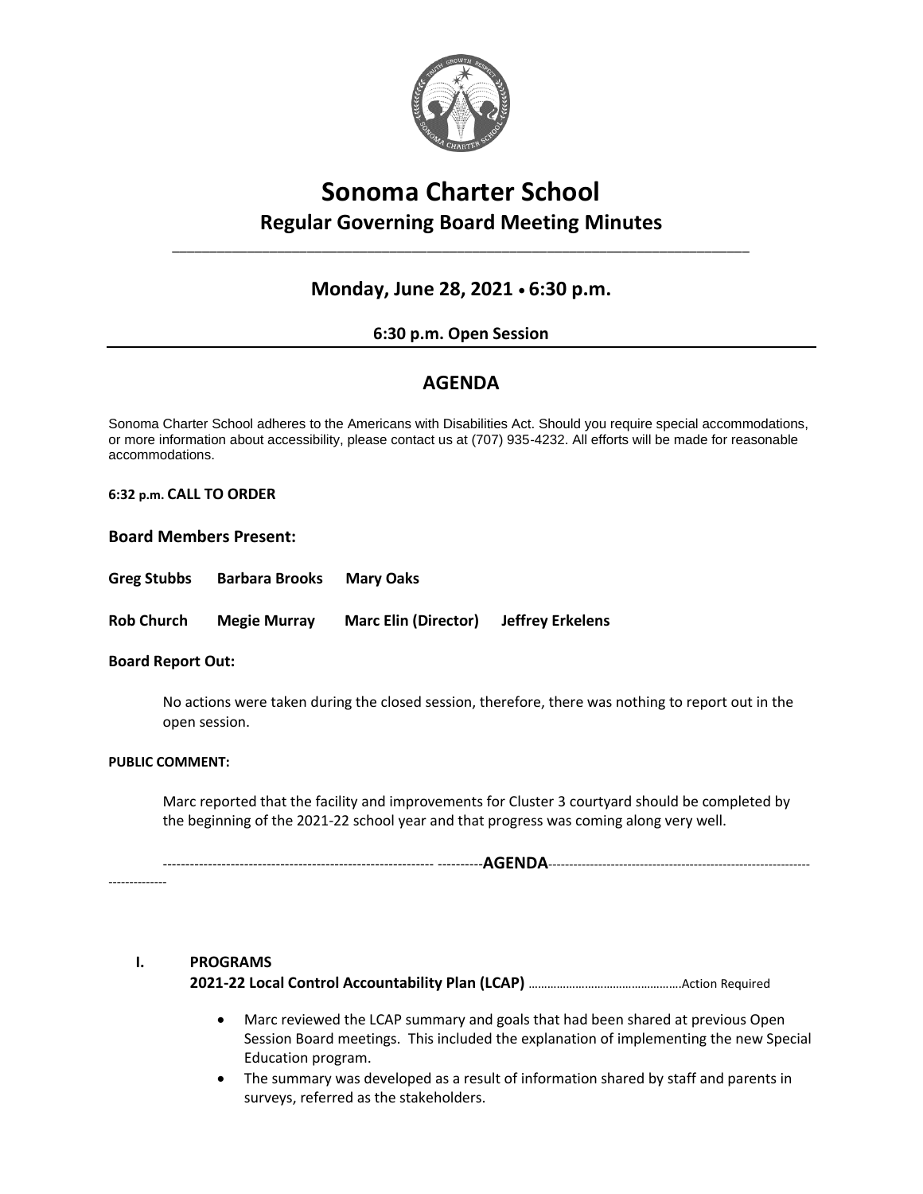# Sonoma Charter School

## Regular Governing Board Meeting Minutes

---

## Monday, June 28, 2021 • 6:30 p.m.

### 6:30 p.m. Open Session

---

## AGENDA

Sonoma Charter School adheres to the Americans with Disabilities Act. Should you require special accommodations, or more information about accessibility, please contact us at (707) 935-4232. All efforts will be made for reasonable accommodations.

**6:32 p.m. CALL TO ORDER**

**Board Members Present:**

**Greg Stubbs Barbara Brooks Mary Oaks**

**Rob Church Megie Murray Marc Elin (Director) Jeffrey Erkelens**

**Board Report Out:**

No actions were taken during the closed session, therefore, there was nothing to report out in the open session.

**PUBLIC COMMENT:**

Marc reported that the facility and improvements for Cluster 3 courtyard should be completed by the beginning of the 2021-22 school year and that progress was coming along very well.

------------------------------------------------------------ ----------**AGENDA**--------------------------------------------------------------------------

**I. PROGRAMS**

**2021-22 Local Control Accountability Plan (LCAP)** ……………………………………….Action Required

- Marc reviewed the LCAP summary and goals that had been shared at previous Open Session Board meetings. This included the explanation of implementing the new Special Education program.
- The summary was developed as a result of information shared by staff and parents in surveys, referred as the stakeholders.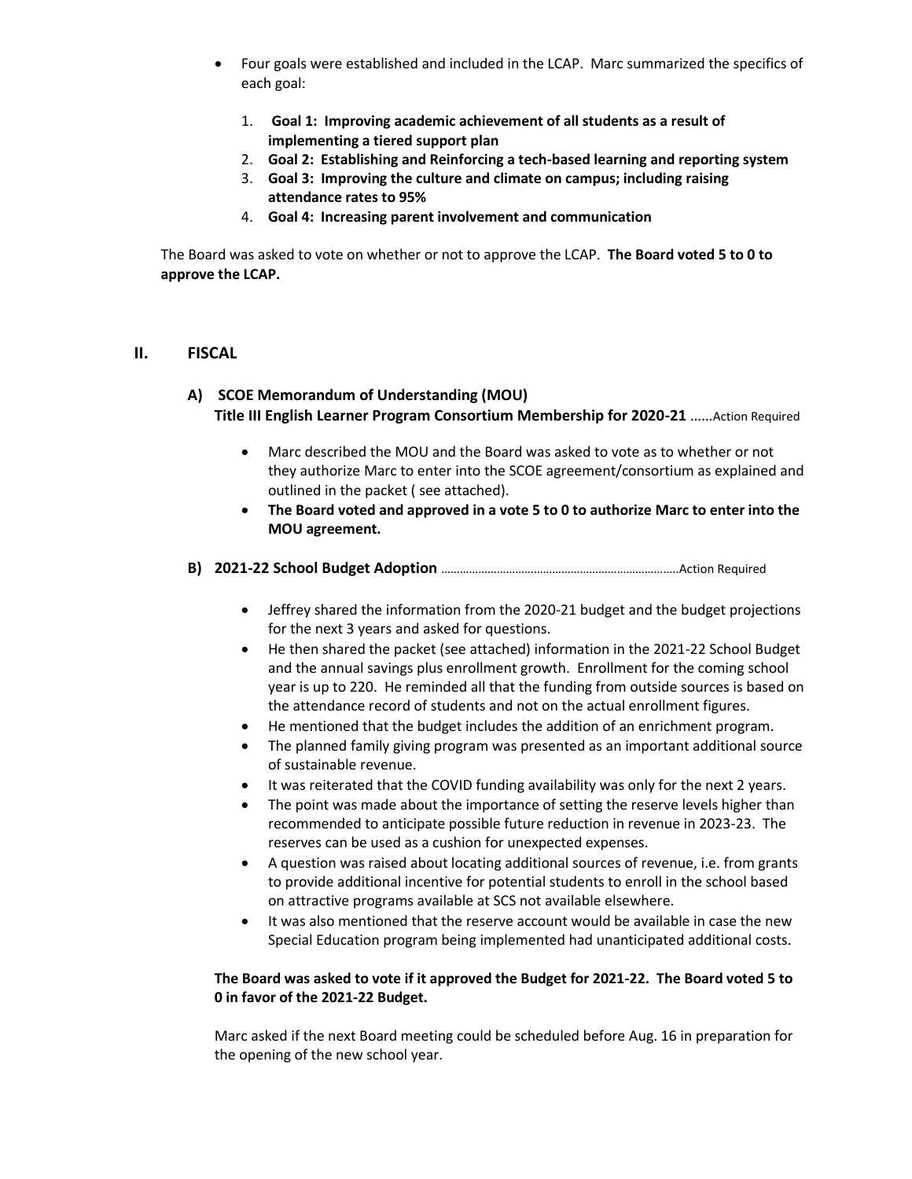- Four goals were established and included in the LCAP. Marc summarized the specifics of each goal:

    1. **Goal 1: Improving academic achievement of all students as a result of implementing a tiered support plan**
    2. **Goal 2: Establishing and Reinforcing a tech-based learning and reporting system**
    3. **Goal 3: Improving the culture and climate on campus; including raising attendance rates to 95%**
    4. **Goal 4: Increasing parent involvement and communication**

The Board was asked to vote on whether or not to approve the LCAP. **The Board voted 5 to 0 to approve the LCAP.**

## II. FISCAL

### A) SCOE Memorandum of Understanding (MOU) Title III English Learner Program Consortium Membership for 2020-21 ......Action Required

- Marc described the MOU and the Board was asked to vote as to whether or not they authorize Marc to enter into the SCOE agreement/consortium as explained and outlined in the packet ( see attached).
- **The Board voted and approved in a vote 5 to 0 to authorize Marc to enter into the MOU agreement.**

### B) 2021-22 School Budget Adoption ……………………………………………………………….Action Required

- Jeffrey shared the information from the 2020-21 budget and the budget projections for the next 3 years and asked for questions.
- He then shared the packet (see attached) information in the 2021-22 School Budget and the annual savings plus enrollment growth. Enrollment for the coming school year is up to 220. He reminded all that the funding from outside sources is based on the attendance record of students and not on the actual enrollment figures.
- He mentioned that the budget includes the addition of an enrichment program.
- The planned family giving program was presented as an important additional source of sustainable revenue.
- It was reiterated that the COVID funding availability was only for the next 2 years.
- The point was made about the importance of setting the reserve levels higher than recommended to anticipate possible future reduction in revenue in 2023-23. The reserves can be used as a cushion for unexpected expenses.
- A question was raised about locating additional sources of revenue, i.e. from grants to provide additional incentive for potential students to enroll in the school based on attractive programs available at SCS not available elsewhere.
- It was also mentioned that the reserve account would be available in case the new Special Education program being implemented had unanticipated additional costs.

**The Board was asked to vote if it approved the Budget for 2021-22. The Board voted 5 to 0 in favor of the 2021-22 Budget.**

Marc asked if the next Board meeting could be scheduled before Aug. 16 in preparation for the opening of the new school year.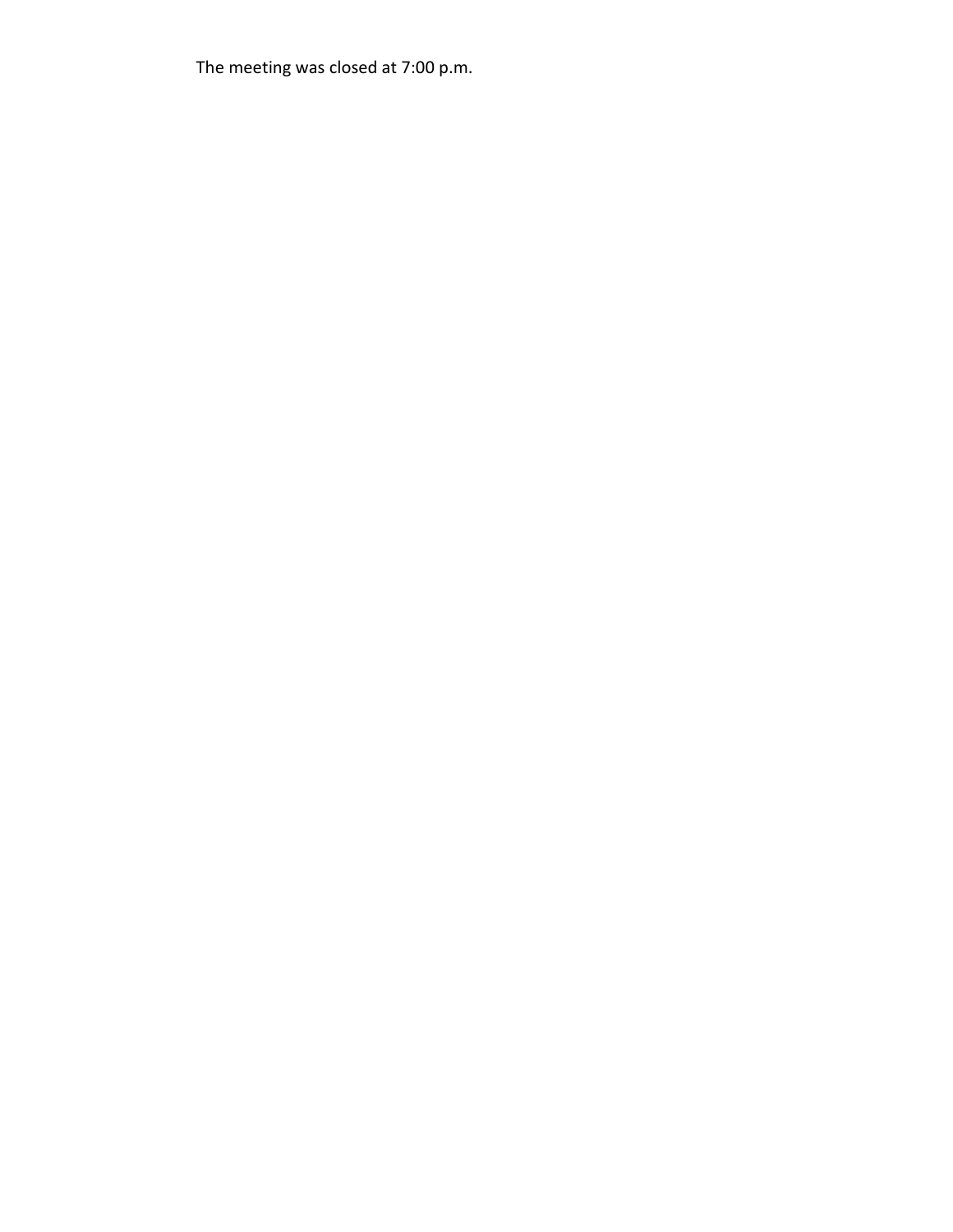The meeting was closed at 7:00 p.m.